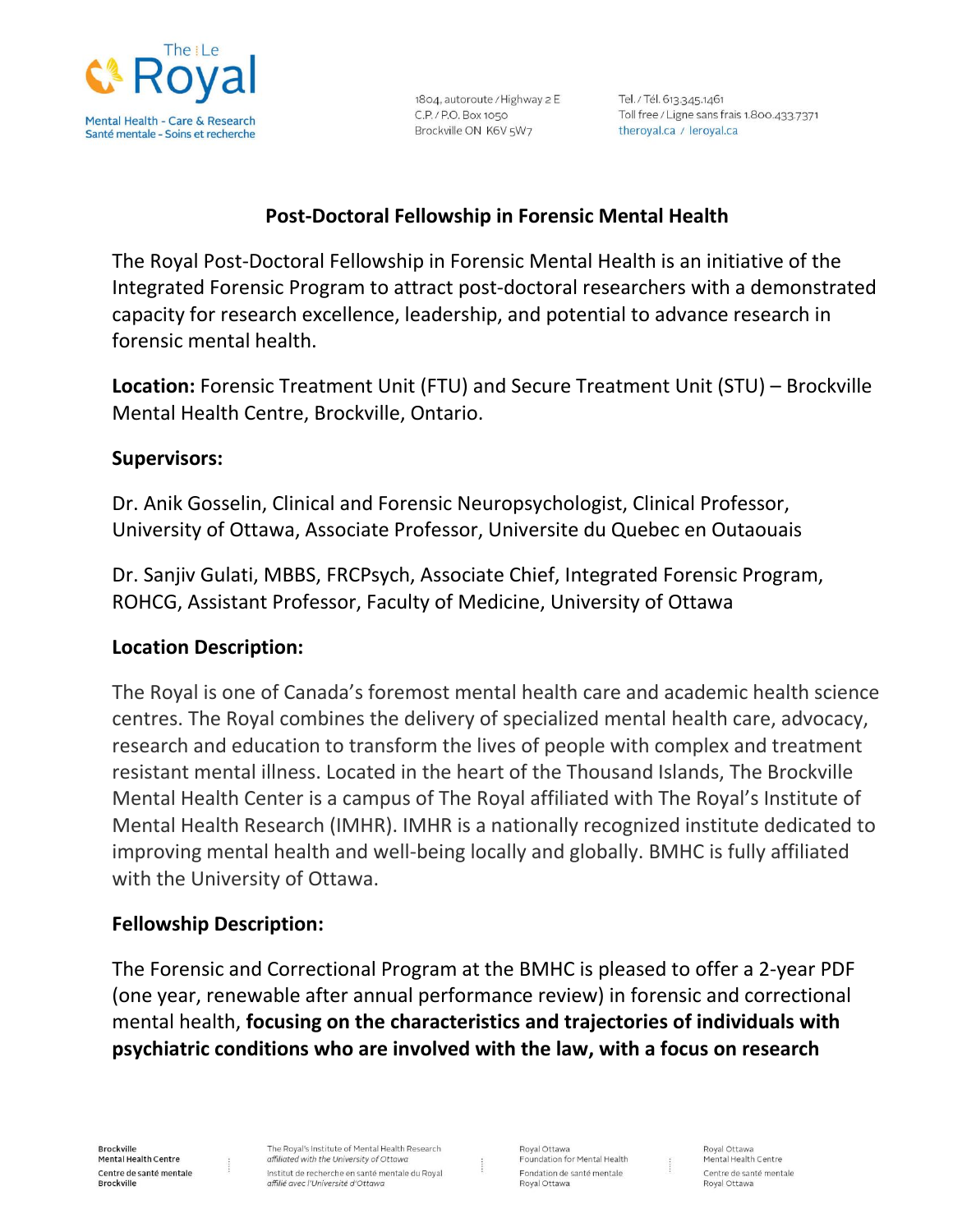# Post-Doctoral Fellowship in Forensic Mental Health

The Royal Post-Doctoral Fellowship in Forensic Mental Health is an initiative of the Integrated Forensic Program to attract post-doctoral researchers with a demonstrated capacity for research excellence, leadership, and potential to advance research in forensic mental health.

**Location:** Forensic Treatment Unit (FTU) and Secure Treatment Unit (STU) – Brockville Mental Health Centre, Brockville, Ontario.

**Supervisors:**

Dr. Anik Gosselin, Clinical and Forensic Neuropsychologist, Clinical Professor, University of Ottawa, Associate Professor, Universite du Quebec en Outaouais

Dr. Sanjiv Gulati, MBBS, FRCPsych, Associate Chief, Integrated Forensic Program, ROHCG, Assistant Professor, Faculty of Medicine, University of Ottawa

**Location Description:**

The Royal is one of Canada's foremost mental health care and academic health science centres. The Royal combines the delivery of specialized mental health care, advocacy, research and education to transform the lives of people with complex and treatment resistant mental illness. Located in the heart of the Thousand Islands, The Brockville Mental Health Center is a campus of The Royal affiliated with The Royal's Institute of Mental Health Research (IMHR). IMHR is a nationally recognized institute dedicated to improving mental health and well-being locally and globally. BMHC is fully affiliated with the University of Ottawa.

**Fellowship Description:**

The Forensic and Correctional Program at the BMHC is pleased to offer a 2-year PDF (one year, renewable after annual performance review) in forensic and correctional mental health, **focusing on the characteristics and trajectories of individuals with psychiatric conditions who are involved with the law, with a focus on research**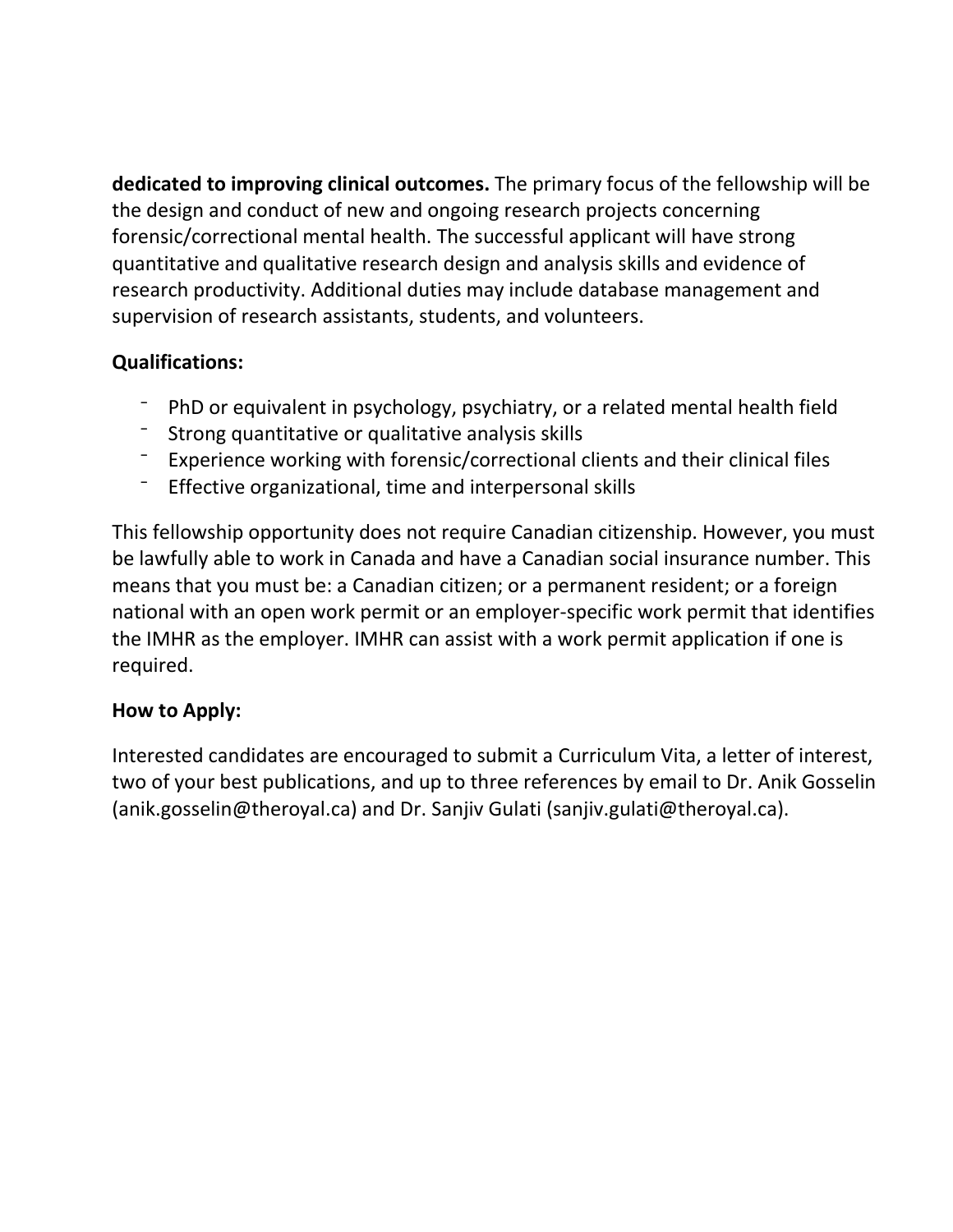**dedicated to improving clinical outcomes.** The primary focus of the fellowship will be the design and conduct of new and ongoing research projects concerning forensic/correctional mental health. The successful applicant will have strong quantitative and qualitative research design and analysis skills and evidence of research productivity. Additional duties may include database management and supervision of research assistants, students, and volunteers.

**Qualifications:**

- PhD or equivalent in psychology, psychiatry, or a related mental health field
- Strong quantitative or qualitative analysis skills
- Experience working with forensic/correctional clients and their clinical files
- Effective organizational, time and interpersonal skills

This fellowship opportunity does not require Canadian citizenship. However, you must be lawfully able to work in Canada and have a Canadian social insurance number. This means that you must be: a Canadian citizen; or a permanent resident; or a foreign national with an open work permit or an employer-specific work permit that identifies the IMHR as the employer. IMHR can assist with a work permit application if one is required.

**How to Apply:**

Interested candidates are encouraged to submit a Curriculum Vita, a letter of interest, two of your best publications, and up to three references by email to Dr. Anik Gosselin (anik.gosselin@theroyal.ca) and Dr. Sanjiv Gulati (sanjiv.gulati@theroyal.ca).